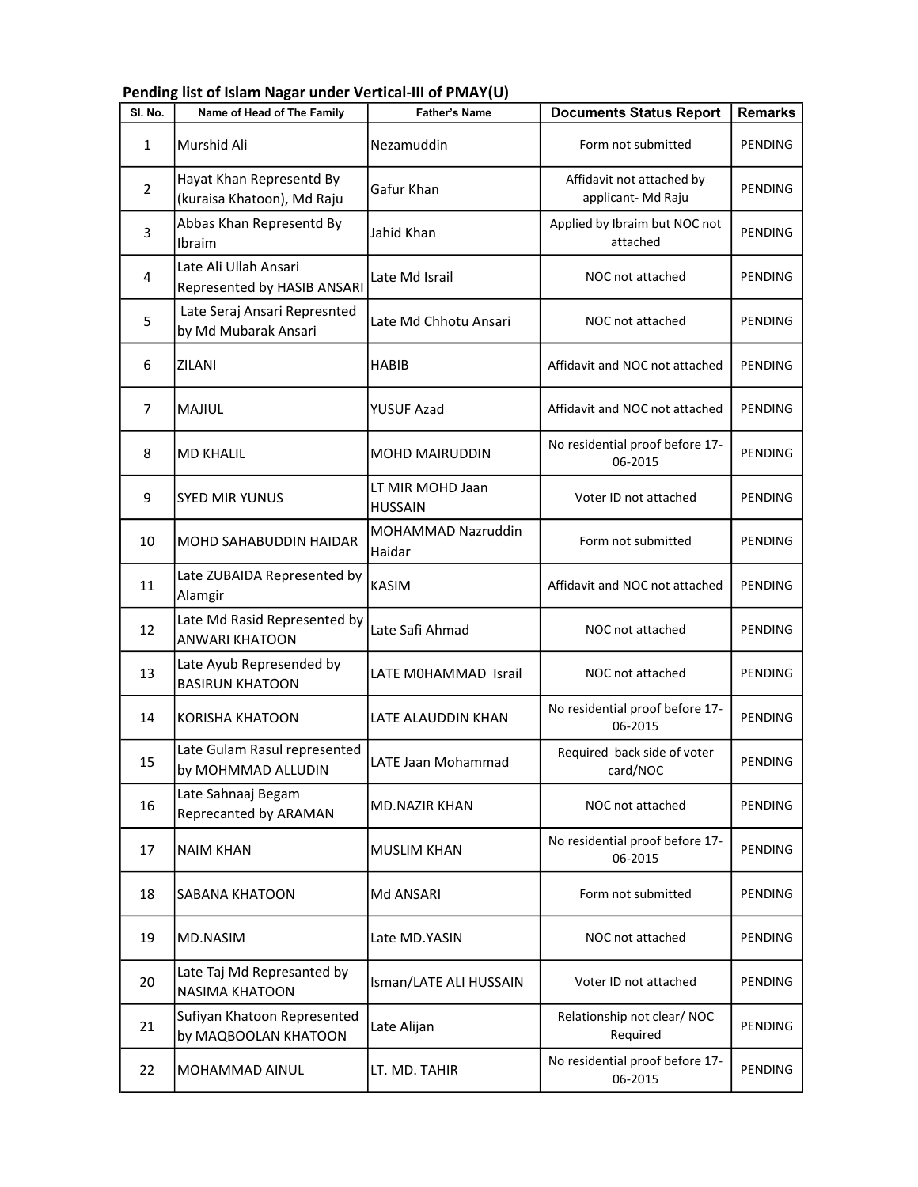## Pending list of Islam Nagar under Vertical-III of PMAY(U)

| Sl. No. | Name of Head of The Family | Father's Name | Documents Status Report | Remarks |
|---|---|---|---|---|
| 1 | Murshid Ali | Nezamuddin | Form not submitted | PENDING |
| 2 | Hayat Khan Representd By (kuraisa Khatoon), Md Raju | Gafur Khan | Affidavit not attached by applicant- Md Raju | PENDING |
| 3 | Abbas Khan Representd By Ibraim | Jahid Khan | Applied by Ibraim but NOC not attached | PENDING |
| 4 | Late Ali Ullah Ansari Represented by HASIB ANSARI | Late Md Israil | NOC not attached | PENDING |
| 5 | Late Seraj Ansari Represnted by Md Mubarak Ansari | Late Md Chhotu Ansari | NOC not attached | PENDING |
| 6 | ZILANI | HABIB | Affidavit and NOC not attached | PENDING |
| 7 | MAJIUL | YUSUF Azad | Affidavit and NOC not attached | PENDING |
| 8 | MD KHALIL | MOHD MAIRUDDIN | No residential proof before 17-06-2015 | PENDING |
| 9 | SYED MIR YUNUS | LT MIR MOHD Jaan HUSSAIN | Voter ID not attached | PENDING |
| 10 | MOHD SAHABUDDIN HAIDAR | MOHAMMAD Nazruddin Haidar | Form not submitted | PENDING |
| 11 | Late ZUBAIDA Represented by Alamgir | KASIM | Affidavit and NOC not attached | PENDING |
| 12 | Late Md Rasid Represented by ANWARI KHATOON | Late Safi Ahmad | NOC not attached | PENDING |
| 13 | Late Ayub Represended by BASIRUN KHATOON | LATE M0HAMMAD Israil | NOC not attached | PENDING |
| 14 | KORISHA KHATOON | LATE ALAUDDIN KHAN | No residential proof before 17-06-2015 | PENDING |
| 15 | Late Gulam Rasul represented by MOHMMAD ALLUDIN | LATE Jaan Mohammad | Required back side of voter card/NOC | PENDING |
| 16 | Late Sahnaaj Begam Reprecanted by ARAMAN | MD.NAZIR KHAN | NOC not attached | PENDING |
| 17 | NAIM KHAN | MUSLIM KHAN | No residential proof before 17-06-2015 | PENDING |
| 18 | SABANA KHATOON | Md ANSARI | Form not submitted | PENDING |
| 19 | MD.NASIM | Late MD.YASIN | NOC not attached | PENDING |
| 20 | Late Taj Md Represanted by NASIMA KHATOON | Isman/LATE ALI HUSSAIN | Voter ID not attached | PENDING |
| 21 | Sufiyan Khatoon Represented by MAQBOOLAN KHATOON | Late Alijan | Relationship not clear/ NOC Required | PENDING |
| 22 | MOHAMMAD AINUL | LT. MD. TAHIR | No residential proof before 17-06-2015 | PENDING |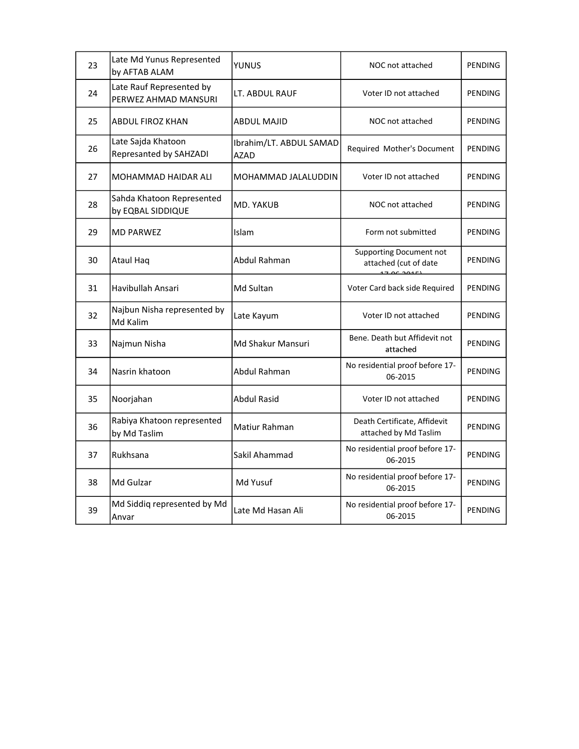| | | | | |
|---|---|---|---|---|
| 23 | Late Md Yunus Represented by AFTAB ALAM | YUNUS | NOC not attached | PENDING |
| 24 | Late Rauf Represented by PERWEZ AHMAD MANSURI | LT. ABDUL RAUF | Voter ID not attached | PENDING |
| 25 | ABDUL FIROZ KHAN | ABDUL MAJID | NOC not attached | PENDING |
| 26 | Late Sajda Khatoon Represanted by SAHZADI | Ibrahim/LT. ABDUL SAMAD AZAD | Required Mother's Document | PENDING |
| 27 | MOHAMMAD HAIDAR ALI | MOHAMMAD JALALUDDIN | Voter ID not attached | PENDING |
| 28 | Sahda Khatoon Represented by EQBAL SIDDIQUE | MD. YAKUB | NOC not attached | PENDING |
| 29 | MD PARWEZ | Islam | Form not submitted | PENDING |
| 30 | Ataul Haq | Abdul Rahman | Supporting Document not attached (cut of date 17-06-2015) | PENDING |
| 31 | Havibullah Ansari | Md Sultan | Voter Card back side Required | PENDING |
| 32 | Najbun Nisha represented by Md Kalim | Late Kayum | Voter ID not attached | PENDING |
| 33 | Najmun Nisha | Md Shakur Mansuri | Bene. Death but Affidevit not attached | PENDING |
| 34 | Nasrin khatoon | Abdul Rahman | No residential proof before 17-06-2015 | PENDING |
| 35 | Noorjahan | Abdul Rasid | Voter ID not attached | PENDING |
| 36 | Rabiya Khatoon represented by Md Taslim | Matiur Rahman | Death Certificate, Affidevit attached by Md Taslim | PENDING |
| 37 | Rukhsana | Sakil Ahammad | No residential proof before 17-06-2015 | PENDING |
| 38 | Md Gulzar | Md Yusuf | No residential proof before 17-06-2015 | PENDING |
| 39 | Md Siddiq represented by Md Anvar | Late Md Hasan Ali | No residential proof before 17-06-2015 | PENDING |